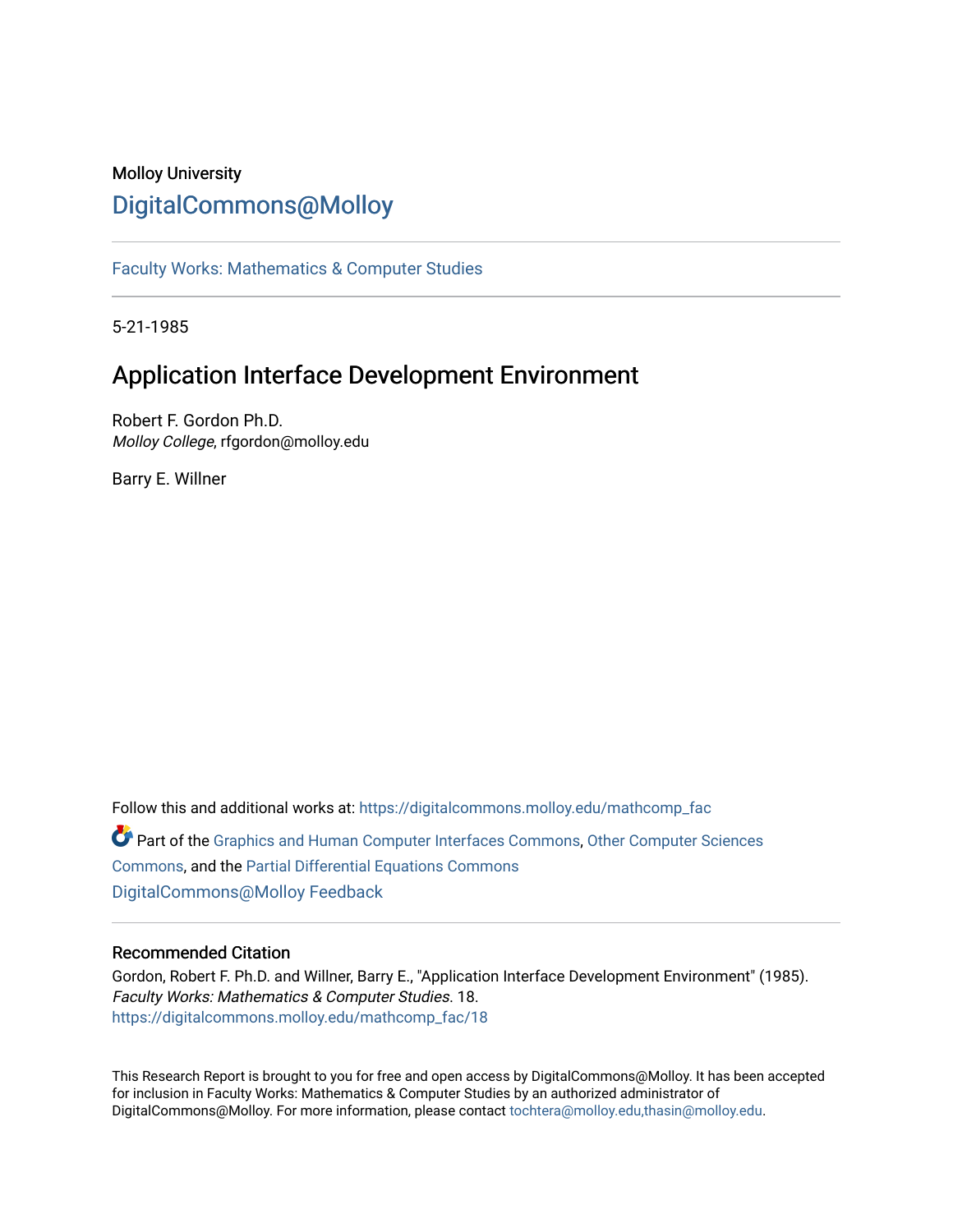Molloy University

# DigitalCommons@Molloy

Faculty Works: Mathematics & Computer Studies

5-21-1985

## Application Interface Development Environment

Robert F. Gordon Ph.D.
*Molloy College*, rfgordon@molloy.edu

Barry E. Willner

Follow this and additional works at: https://digitalcommons.molloy.edu/mathcomp_fac

Part of the Graphics and Human Computer Interfaces Commons, Other Computer Sciences Commons, and the Partial Differential Equations Commons

DigitalCommons@Molloy Feedback

### Recommended Citation

Gordon, Robert F. Ph.D. and Willner, Barry E., "Application Interface Development Environment" (1985). *Faculty Works: Mathematics & Computer Studies*. 18.
https://digitalcommons.molloy.edu/mathcomp_fac/18

This Research Report is brought to you for free and open access by DigitalCommons@Molloy. It has been accepted for inclusion in Faculty Works: Mathematics & Computer Studies by an authorized administrator of DigitalCommons@Molloy. For more information, please contact tochtera@molloy.edu,thasin@molloy.edu.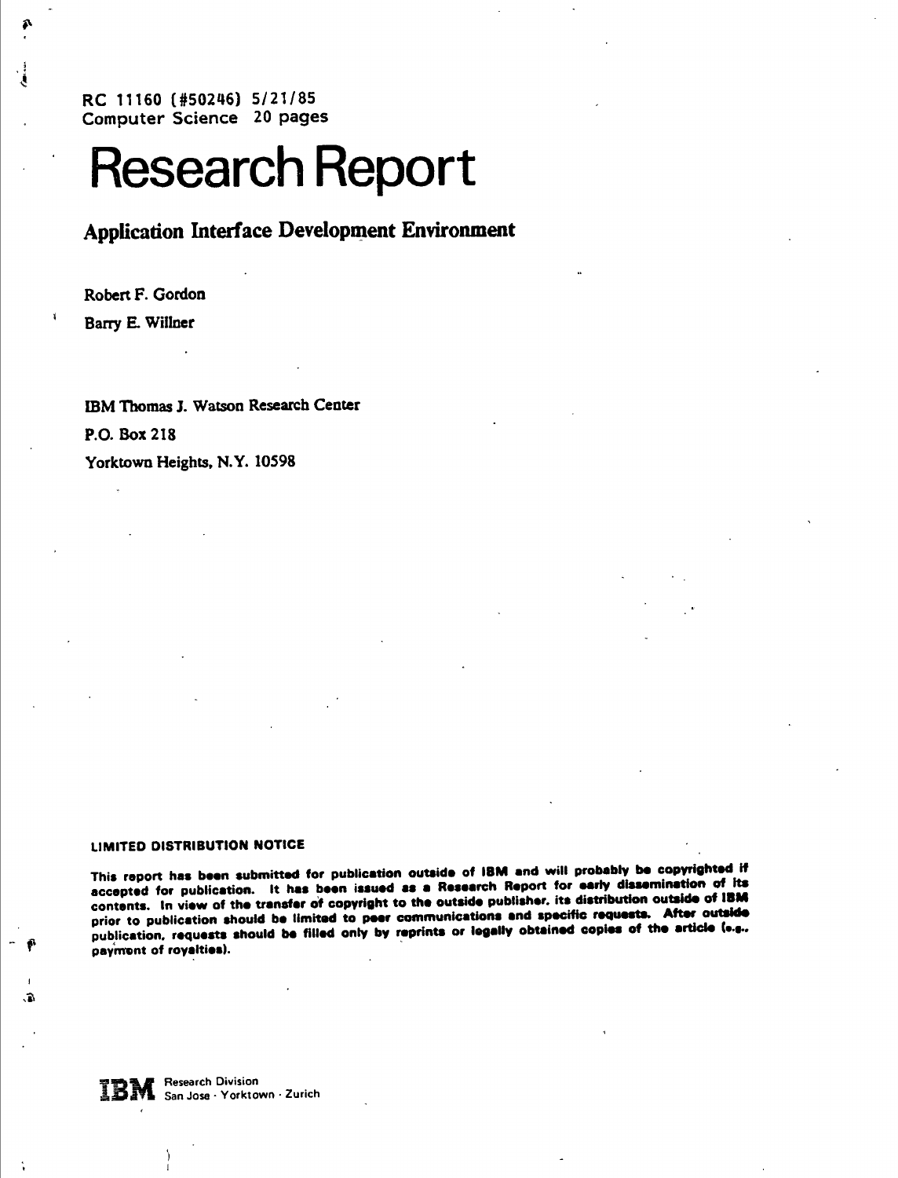RC 11160 (#50246) 5/21/85
Computer Science 20 pages

# Research Report

## Application Interface Development Environment

Robert F. Gordon

Barry E. Willner

IBM Thomas J. Watson Research Center

P.O. Box 218

Yorktown Heights, N.Y. 10598

**LIMITED DISTRIBUTION NOTICE**

**This report has been submitted for publication outside of IBM and will probably be copyrighted if accepted for publication. It has been issued as a Research Report for early dissemination of its contents. In view of the transfer of copyright to the outside publisher, its distribution outside of IBM prior to publication should be limited to peer communications and specific requests. After outside publication, requests should be filled only by reprints or legally obtained copies of the article (e.g., payment of royalties).**

IBM Research Division
San Jose · Yorktown · Zurich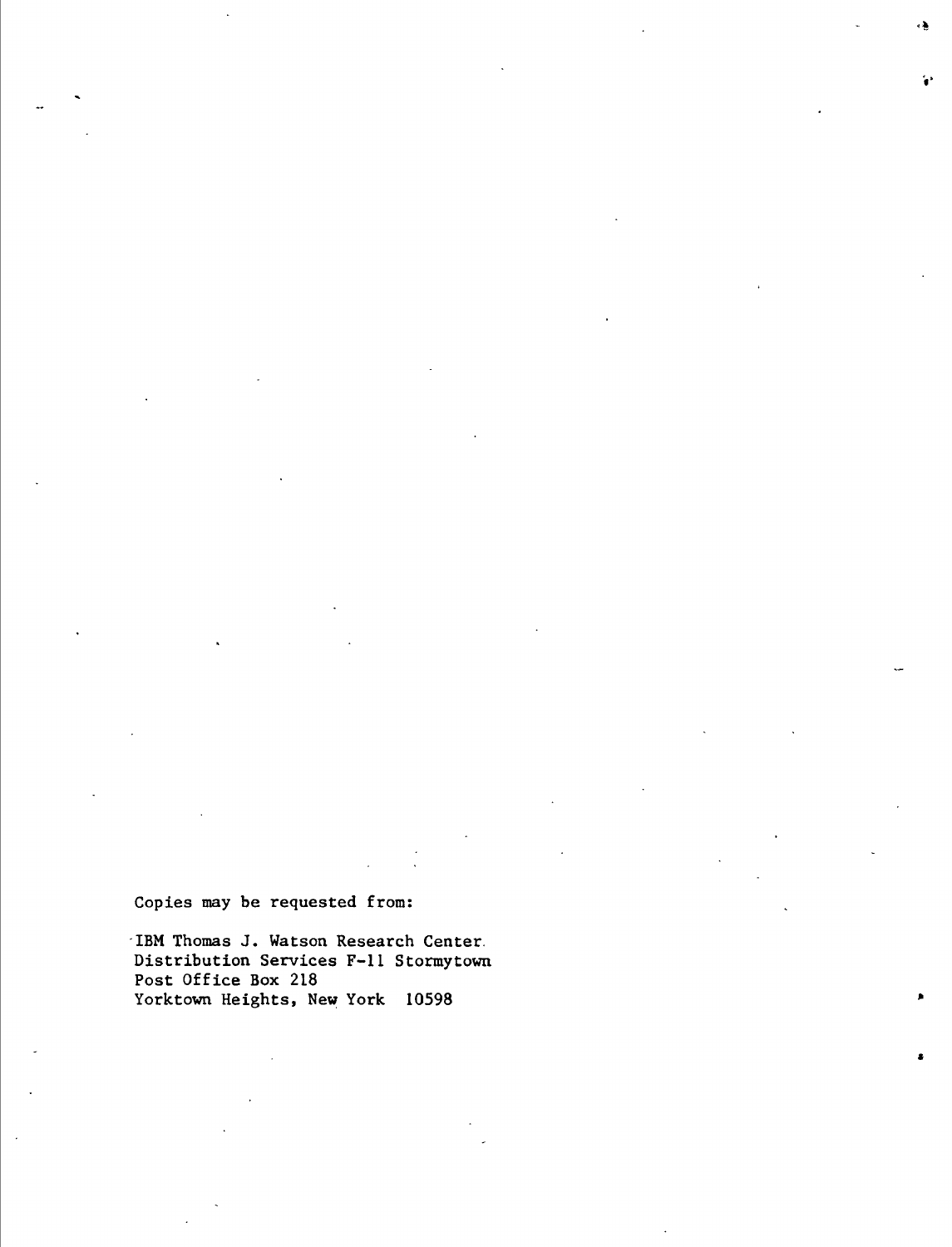Copies may be requested from:

IBM Thomas J. Watson Research Center
Distribution Services F-11 Stormytown
Post Office Box 218
Yorktown Heights, New York 10598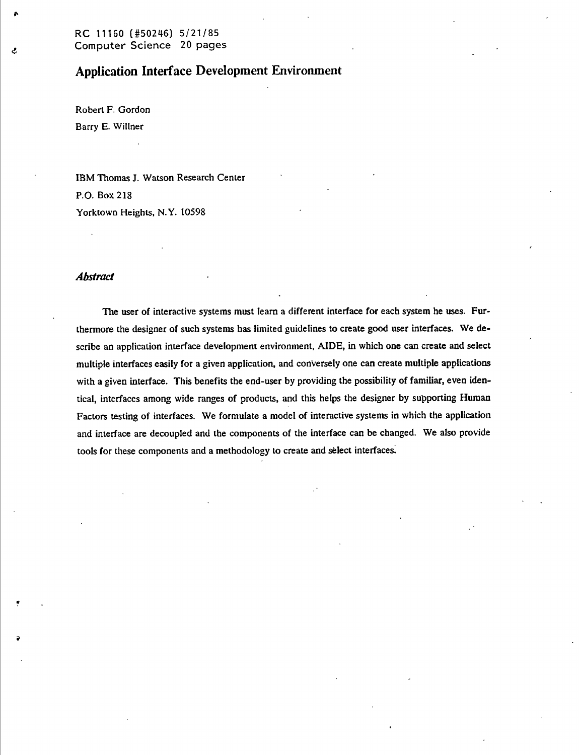RC 11160 (#50246) 5/21/85
Computer Science 20 pages

# Application Interface Development Environment

Robert F. Gordon

Barry E. Willner

IBM Thomas J. Watson Research Center

P.O. Box 218

Yorktown Heights, N.Y. 10598

### *Abstract*

The user of interactive systems must learn a different interface for each system he uses. Furthermore the designer of such systems has limited guidelines to create good user interfaces. We describe an application interface development environment, AIDE, in which one can create and select multiple interfaces easily for a given application, and conversely one can create multiple applications with a given interface. This benefits the end-user by providing the possibility of familiar, even identical, interfaces among wide ranges of products, and this helps the designer by supporting Human Factors testing of interfaces. We formulate a model of interactive systems in which the application and interface are decoupled and the components of the interface can be changed. We also provide tools for these components and a methodology to create and select interfaces.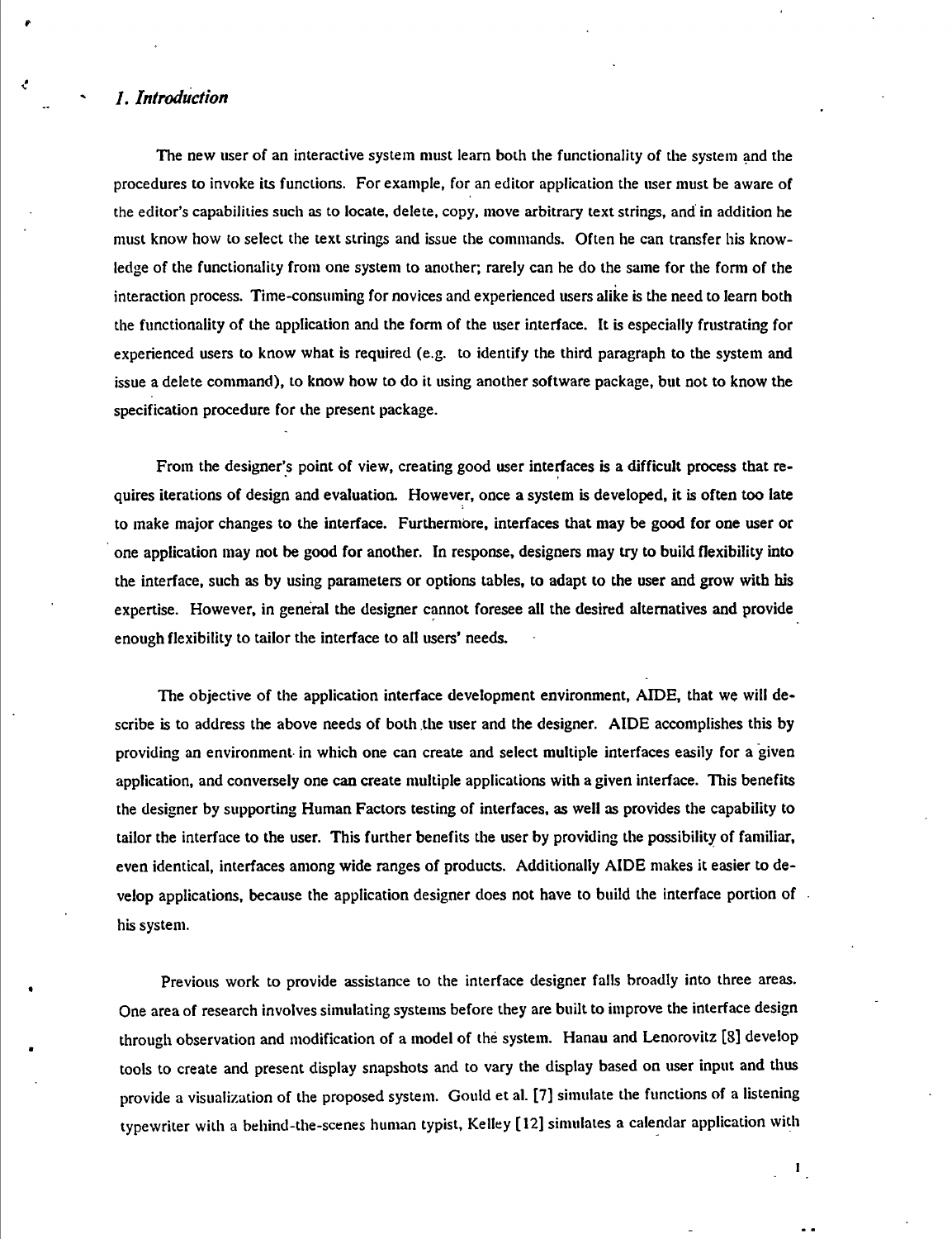## *1. Introduction*

The new user of an interactive system must learn both the functionality of the system and the procedures to invoke its functions. For example, for an editor application the user must be aware of the editor's capabilities such as to locate, delete, copy, move arbitrary text strings, and in addition he must know how to select the text strings and issue the commands. Often he can transfer his knowledge of the functionality from one system to another; rarely can he do the same for the form of the interaction process. Time-consuming for novices and experienced users alike is the need to learn both the functionality of the application and the form of the user interface. It is especially frustrating for experienced users to know what is required (e.g. to identify the third paragraph to the system and issue a delete command), to know how to do it using another software package, but not to know the specification procedure for the present package.

From the designer's point of view, creating good user interfaces is a difficult process that requires iterations of design and evaluation. However, once a system is developed, it is often too late to make major changes to the interface. Furthermore, interfaces that may be good for one user or one application may not be good for another. In response, designers may try to build flexibility into the interface, such as by using parameters or options tables, to adapt to the user and grow with his expertise. However, in general the designer cannot foresee all the desired alternatives and provide enough flexibility to tailor the interface to all users' needs.

The objective of the application interface development environment, AIDE, that we will describe is to address the above needs of both the user and the designer. AIDE accomplishes this by providing an environment in which one can create and select multiple interfaces easily for a given application, and conversely one can create multiple applications with a given interface. This benefits the designer by supporting Human Factors testing of interfaces, as well as provides the capability to tailor the interface to the user. This further benefits the user by providing the possibility of familiar, even identical, interfaces among wide ranges of products. Additionally AIDE makes it easier to develop applications, because the application designer does not have to build the interface portion of his system.

Previous work to provide assistance to the interface designer falls broadly into three areas. One area of research involves simulating systems before they are built to improve the interface design through observation and modification of a model of the system. Hanau and Lenorovitz [8] develop tools to create and present display snapshots and to vary the display based on user input and thus provide a visualization of the proposed system. Gould et al. [7] simulate the functions of a listening typewriter with a behind-the-scenes human typist, Kelley [12] simulates a calendar application with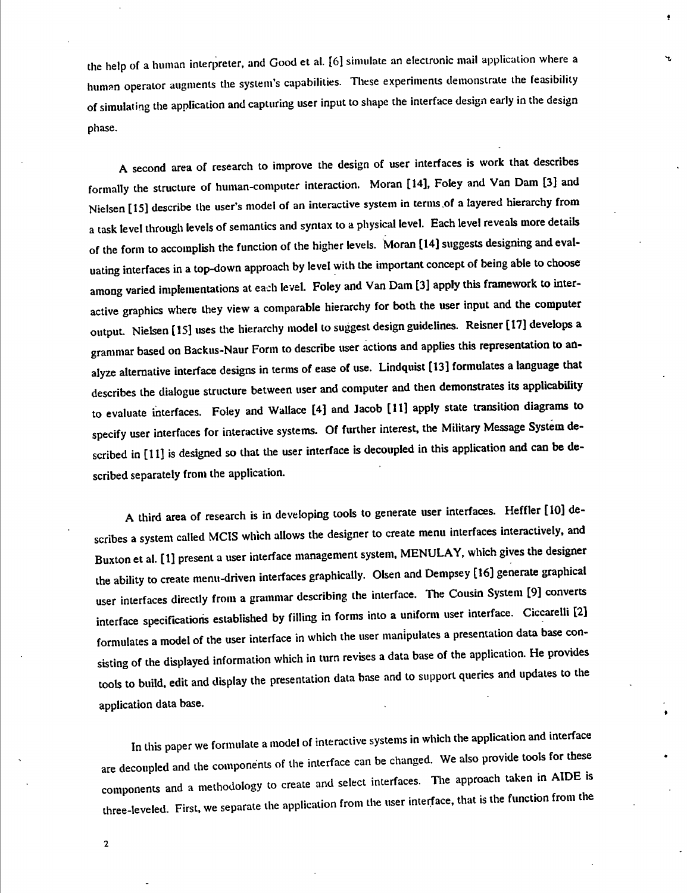the help of a human interpreter, and Good et al. [6] simulate an electronic mail application where a human operator augments the system's capabilities. These experiments demonstrate the feasibility of simulating the application and capturing user input to shape the interface design early in the design phase.

A second area of research to improve the design of user interfaces is work that describes formally the structure of human-computer interaction. Moran [14], Foley and Van Dam [3] and Nielsen [15] describe the user's model of an interactive system in terms of a layered hierarchy from a task level through levels of semantics and syntax to a physical level. Each level reveals more details of the form to accomplish the function of the higher levels. Moran [14] suggests designing and evaluating interfaces in a top-down approach by level with the important concept of being able to choose among varied implementations at each level. Foley and Van Dam [3] apply this framework to interactive graphics where they view a comparable hierarchy for both the user input and the computer output. Nielsen [15] uses the hierarchy model to suggest design guidelines. Reisner [17] develops a grammar based on Backus-Naur Form to describe user actions and applies this representation to analyze alternative interface designs in terms of ease of use. Lindquist [13] formulates a language that describes the dialogue structure between user and computer and then demonstrates its applicability to evaluate interfaces. Foley and Wallace [4] and Jacob [11] apply state transition diagrams to specify user interfaces for interactive systems. Of further interest, the Military Message System described in [11] is designed so that the user interface is decoupled in this application and can be described separately from the application.

A third area of research is in developing tools to generate user interfaces. Heffler [10] describes a system called MCIS which allows the designer to create menu interfaces interactively, and Buxton et al. [1] present a user interface management system, MENULAY, which gives the designer the ability to create menu-driven interfaces graphically. Olsen and Dempsey [16] generate graphical user interfaces directly from a grammar describing the interface. The Cousin System [9] converts interface specifications established by filling in forms into a uniform user interface. Ciccarelli [2] formulates a model of the user interface in which the user manipulates a presentation data base consisting of the displayed information which in turn revises a data base of the application. He provides tools to build, edit and display the presentation data base and to support queries and updates to the application data base.

In this paper we formulate a model of interactive systems in which the application and interface are decoupled and the components of the interface can be changed. We also provide tools for these components and a methodology to create and select interfaces. The approach taken in AIDE is three-leveled. First, we separate the application from the user interface, that is the function from the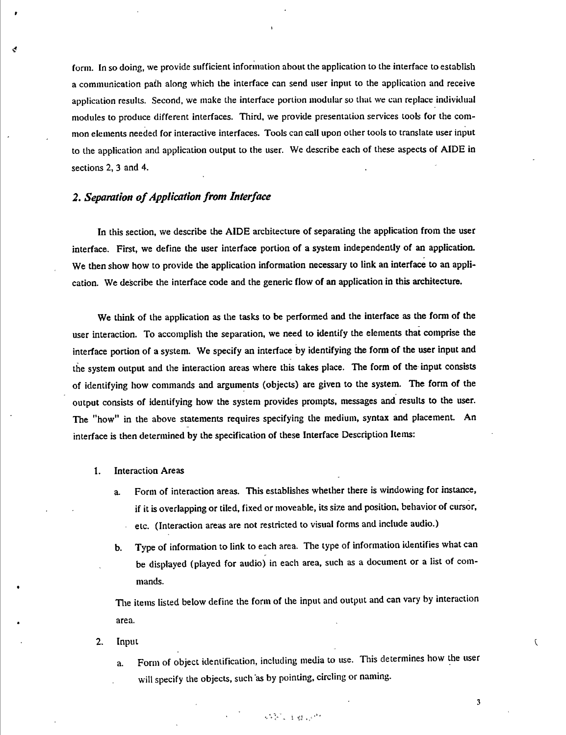form. In so doing, we provide sufficient information about the application to the interface to establish a communication path along which the interface can send user input to the application and receive application results. Second, we make the interface portion modular so that we can replace individual modules to produce different interfaces. Third, we provide presentation services tools for the common elements needed for interactive interfaces. Tools can call upon other tools to translate user input to the application and application output to the user. We describe each of these aspects of AIDE in sections 2, 3 and 4.

## *2. Separation of Application from Interface*

In this section, we describe the AIDE architecture of separating the application from the user interface. First, we define the user interface portion of a system independently of an application. We then show how to provide the application information necessary to link an interface to an application. We describe the interface code and the generic flow of an application in this architecture.

We think of the application as the tasks to be performed and the interface as the form of the user interaction. To accomplish the separation, we need to identify the elements that comprise the interface portion of a system. We specify an interface by identifying the form of the user input and the system output and the interaction areas where this takes place. The form of the input consists of identifying how commands and arguments (objects) are given to the system. The form of the output consists of identifying how the system provides prompts, messages and results to the user. The "how" in the above statements requires specifying the medium, syntax and placement. An interface is then determined by the specification of these Interface Description Items:

1. Interaction Areas

   a. Form of interaction areas. This establishes whether there is windowing for instance, if it is overlapping or tiled, fixed or moveable, its size and position, behavior of cursor, etc. (Interaction areas are not restricted to visual forms and include audio.)

   b. Type of information to link to each area. The type of information identifies what can be displayed (played for audio) in each area, such as a document or a list of commands.

   The items listed below define the form of the input and output and can vary by interaction area.

2. Input

   a. Form of object identification, including media to use. This determines how the user will specify the objects, such as by pointing, circling or naming.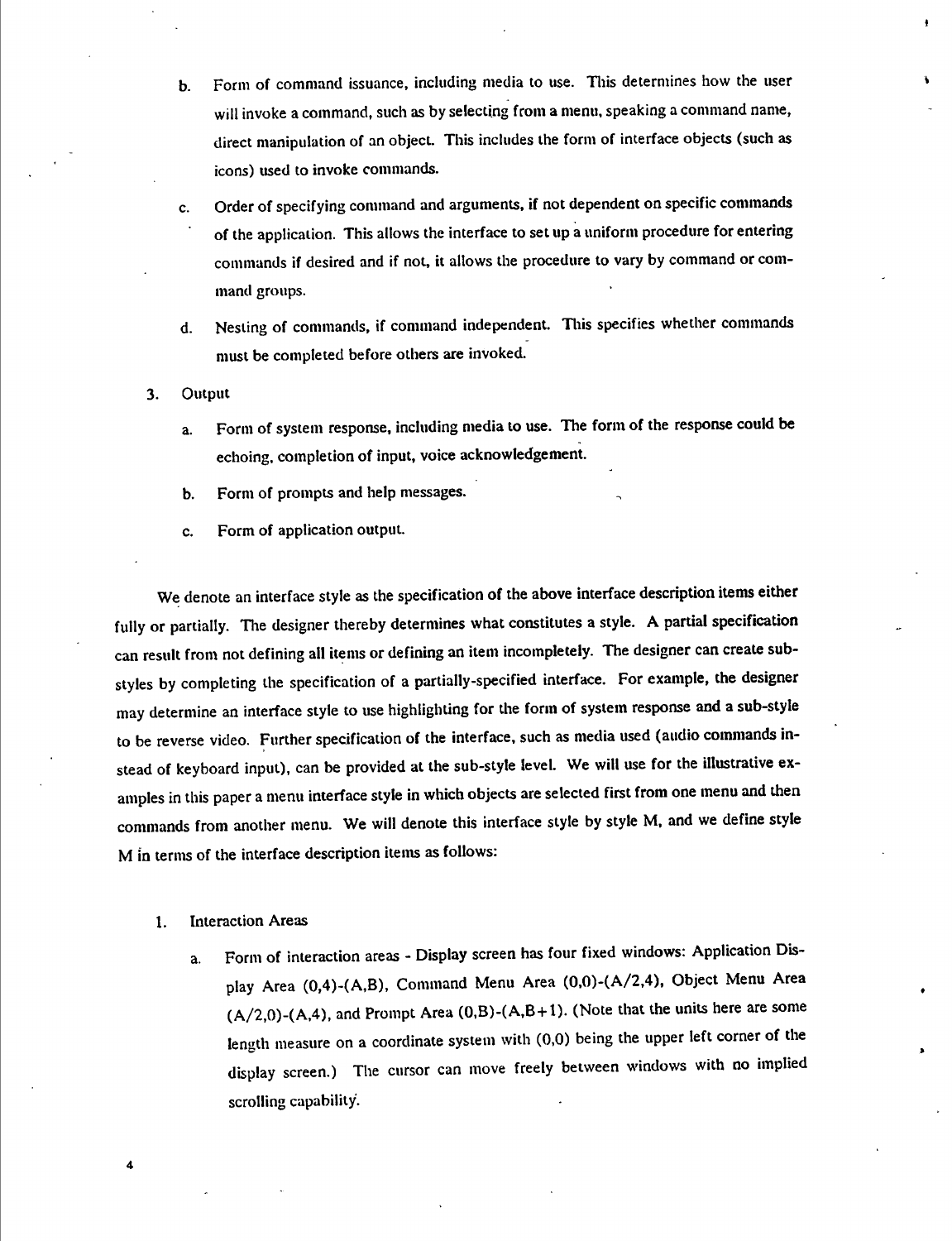b. Form of command issuance, including media to use. This determines how the user will invoke a command, such as by selecting from a menu, speaking a command name, direct manipulation of an object. This includes the form of interface objects (such as icons) used to invoke commands.

c. Order of specifying command and arguments, if not dependent on specific commands of the application. This allows the interface to set up a uniform procedure for entering commands if desired and if not, it allows the procedure to vary by command or command groups.

d. Nesting of commands, if command independent. This specifies whether commands must be completed before others are invoked.

3. Output

   a. Form of system response, including media to use. The form of the response could be echoing, completion of input, voice acknowledgement.

   b. Form of prompts and help messages.

   c. Form of application output.

We denote an interface style as the specification of the above interface description items either fully or partially. The designer thereby determines what constitutes a style. A partial specification can result from not defining all items or defining an item incompletely. The designer can create sub-styles by completing the specification of a partially-specified interface. For example, the designer may determine an interface style to use highlighting for the form of system response and a sub-style to be reverse video. Further specification of the interface, such as media used (audio commands instead of keyboard input), can be provided at the sub-style level. We will use for the illustrative examples in this paper a menu interface style in which objects are selected first from one menu and then commands from another menu. We will denote this interface style by style M, and we define style M in terms of the interface description items as follows:

1. Interaction Areas

   a. Form of interaction areas - Display screen has four fixed windows: Application Display Area (0,4)-(A,B), Command Menu Area (0,0)-(A/2,4), Object Menu Area (A/2,0)-(A,4), and Prompt Area (0,B)-(A,B+1). (Note that the units here are some length measure on a coordinate system with (0,0) being the upper left corner of the display screen.) The cursor can move freely between windows with no implied scrolling capability.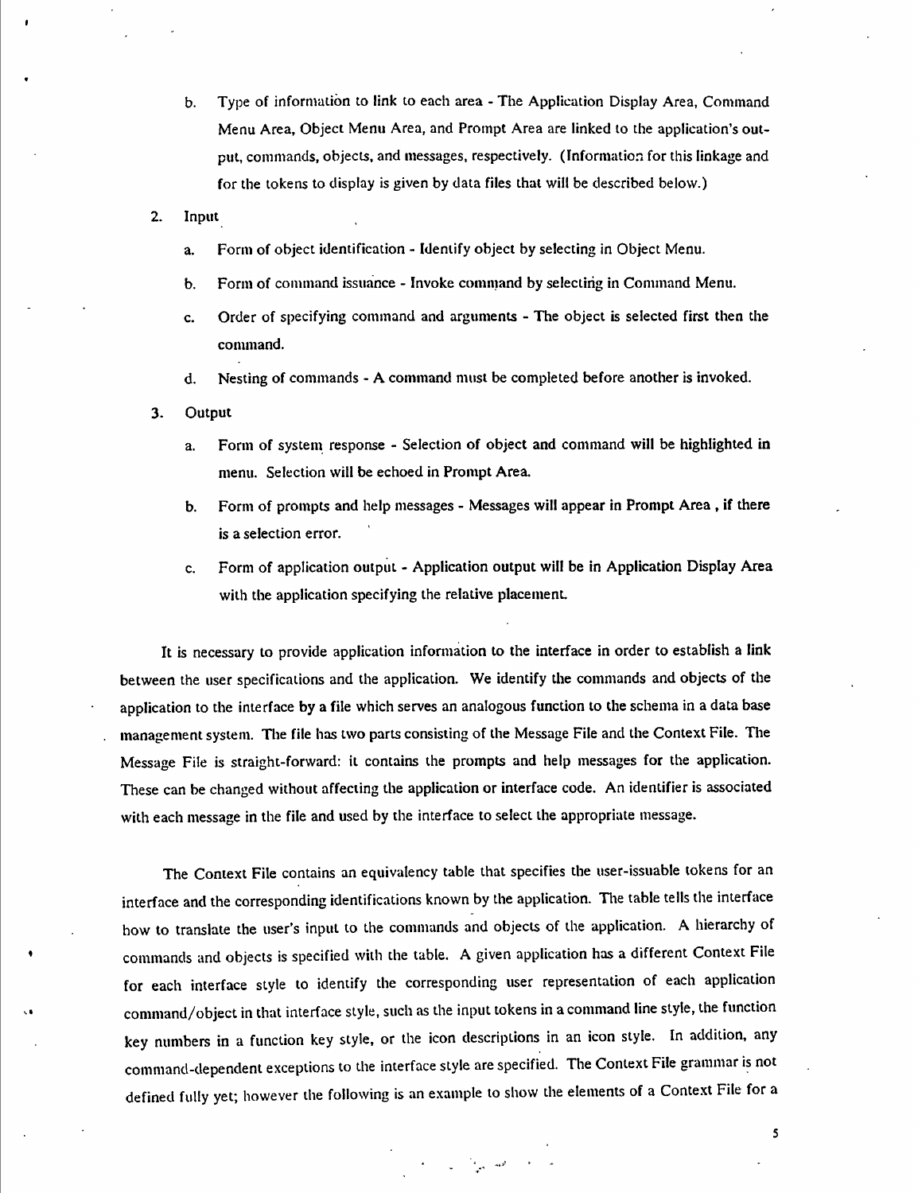b. Type of information to link to each area - The Application Display Area, Command Menu Area, Object Menu Area, and Prompt Area are linked to the application's output, commands, objects, and messages, respectively. (Information for this linkage and for the tokens to display is given by data files that will be described below.)

2. Input

   a. Form of object identification - Identify object by selecting in Object Menu.

   b. Form of command issuance - Invoke command by selecting in Command Menu.

   c. Order of specifying command and arguments - The object is selected first then the command.

   d. Nesting of commands - A command must be completed before another is invoked.

3. Output

   a. Form of system response - Selection of object and command will be highlighted in menu. Selection will be echoed in Prompt Area.

   b. Form of prompts and help messages - Messages will appear in Prompt Area , if there is a selection error.

   c. Form of application output - Application output will be in Application Display Area with the application specifying the relative placement.

It is necessary to provide application information to the interface in order to establish a link between the user specifications and the application. We identify the commands and objects of the application to the interface by a file which serves an analogous function to the schema in a data base management system. The file has two parts consisting of the Message File and the Context File. The Message File is straight-forward: it contains the prompts and help messages for the application. These can be changed without affecting the application or interface code. An identifier is associated with each message in the file and used by the interface to select the appropriate message.

The Context File contains an equivalency table that specifies the user-issuable tokens for an interface and the corresponding identifications known by the application. The table tells the interface how to translate the user's input to the commands and objects of the application. A hierarchy of commands and objects is specified with the table. A given application has a different Context File for each interface style to identify the corresponding user representation of each application command/object in that interface style, such as the input tokens in a command line style, the function key numbers in a function key style, or the icon descriptions in an icon style. In addition, any command-dependent exceptions to the interface style are specified. The Context File grammar is not defined fully yet; however the following is an example to show the elements of a Context File for a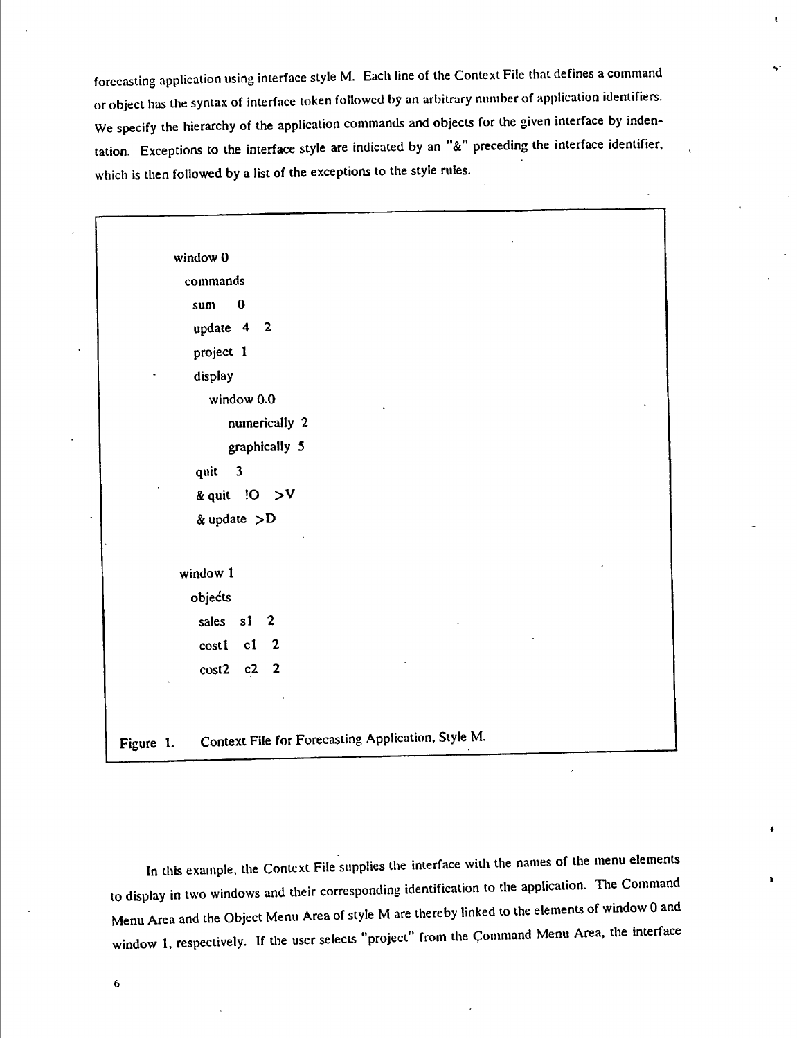forecasting application using interface style M. Each line of the Context File that defines a command or object has the syntax of interface token followed by an arbitrary number of application identifiers. We specify the hierarchy of the application commands and objects for the given interface by indentation. Exceptions to the interface style are indicated by an "&" preceding the interface identifier, which is then followed by a list of the exceptions to the style rules.

```
window 0
  commands
   sum    0
   update  4   2
   project  1
   display
      window 0.0
          numerically  2
          graphically  5
   quit    3
   & quit   !O   >V
   & update  >D

window 1
  objects
   sales   s1   2
   cost1   c1   2
   cost2   c2   2
```

Figure 1. Context File for Forecasting Application, Style M.

In this example, the Context File supplies the interface with the names of the menu elements to display in two windows and their corresponding identification to the application. The Command Menu Area and the Object Menu Area of style M are thereby linked to the elements of window 0 and window 1, respectively. If the user selects "project" from the Command Menu Area, the interface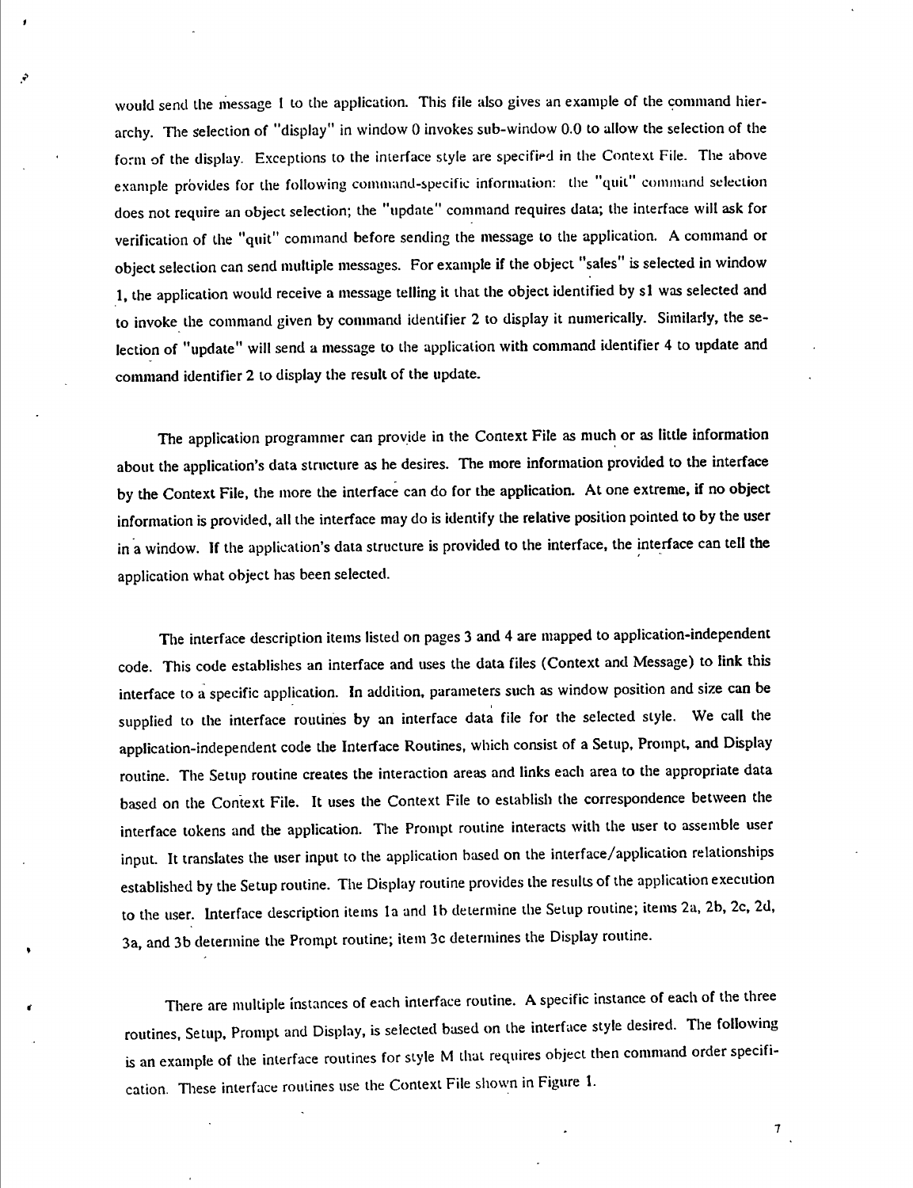would send the message 1 to the application. This file also gives an example of the command hierarchy. The selection of "display" in window 0 invokes sub-window 0.0 to allow the selection of the form of the display. Exceptions to the interface style are specified in the Context File. The above example provides for the following command-specific information: the "quit" command selection does not require an object selection; the "update" command requires data; the interface will ask for verification of the "quit" command before sending the message to the application. A command or object selection can send multiple messages. For example if the object "sales" is selected in window 1, the application would receive a message telling it that the object identified by s1 was selected and to invoke the command given by command identifier 2 to display it numerically. Similarly, the selection of "update" will send a message to the application with command identifier 4 to update and command identifier 2 to display the result of the update.

The application programmer can provide in the Context File as much or as little information about the application's data structure as he desires. The more information provided to the interface by the Context File, the more the interface can do for the application. At one extreme, if no object information is provided, all the interface may do is identify the relative position pointed to by the user in a window. If the application's data structure is provided to the interface, the interface can tell the application what object has been selected.

The interface description items listed on pages 3 and 4 are mapped to application-independent code. This code establishes an interface and uses the data files (Context and Message) to link this interface to a specific application. In addition, parameters such as window position and size can be supplied to the interface routines by an interface data file for the selected style. We call the application-independent code the Interface Routines, which consist of a Setup, Prompt, and Display routine. The Setup routine creates the interaction areas and links each area to the appropriate data based on the Context File. It uses the Context File to establish the correspondence between the interface tokens and the application. The Prompt routine interacts with the user to assemble user input. It translates the user input to the application based on the interface/application relationships established by the Setup routine. The Display routine provides the results of the application execution to the user. Interface description items 1a and 1b determine the Setup routine; items 2a, 2b, 2c, 2d, 3a, and 3b determine the Prompt routine; item 3c determines the Display routine.

There are multiple instances of each interface routine. A specific instance of each of the three routines, Setup, Prompt and Display, is selected based on the interface style desired. The following is an example of the interface routines for style M that requires object then command order specification. These interface routines use the Context File shown in Figure 1.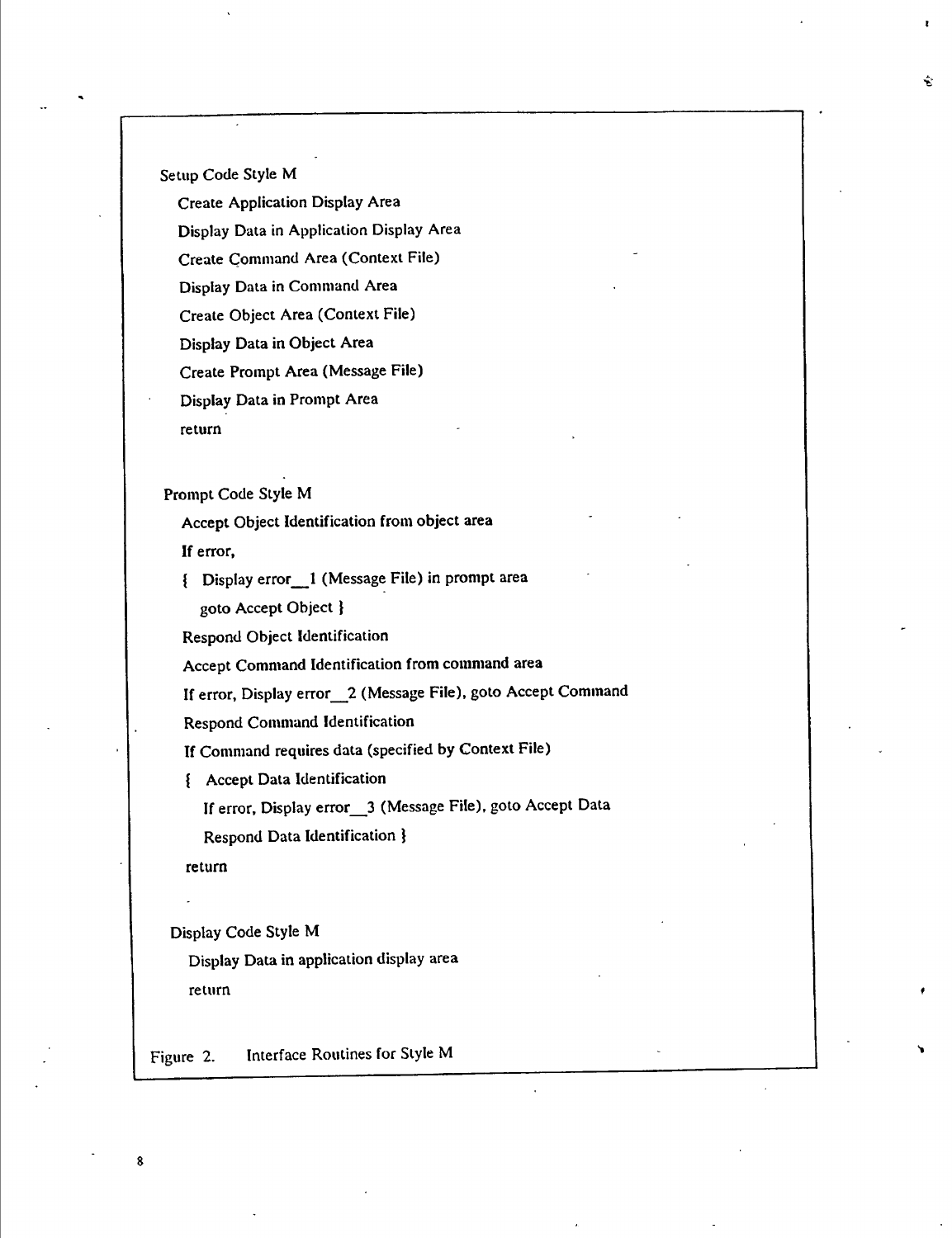```
Setup Code Style M
   Create Application Display Area
   Display Data in Application Display Area
   Create Command Area (Context File)
   Display Data in Command Area
   Create Object Area (Context File)
   Display Data in Object Area
   Create Prompt Area (Message File)
   Display Data in Prompt Area
   return

Prompt Code Style M
   Accept Object Identification from object area
   If error,
   {  Display error__1 (Message File) in prompt area
      goto Accept Object }
   Respond Object Identification
   Accept Command Identification from command area
   If error, Display error__2 (Message File), goto Accept Command
   Respond Command Identification
   If Command requires data (specified by Context File)
   {  Accept Data Identification
      If error, Display error__3 (Message File), goto Accept Data
      Respond Data Identification }
   return

Display Code Style M
   Display Data in application display area
   return
```

Figure 2. Interface Routines for Style M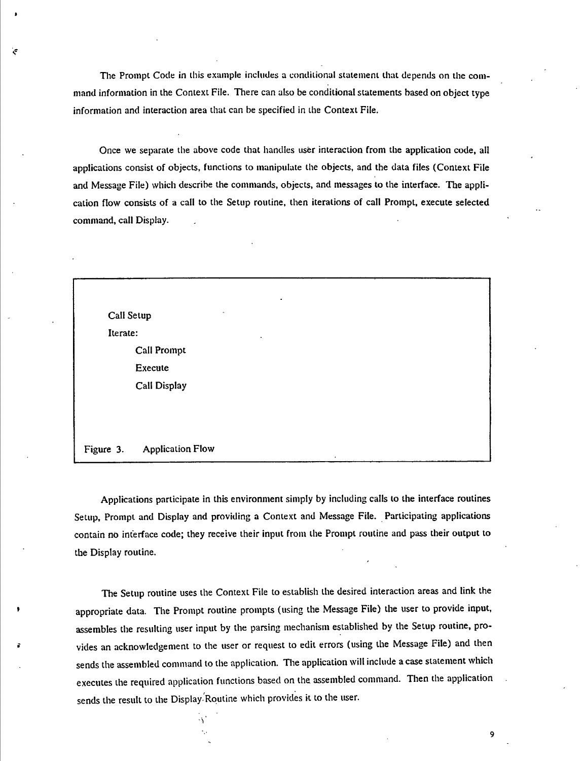The Prompt Code in this example includes a conditional statement that depends on the command information in the Context File. There can also be conditional statements based on object type information and interaction area that can be specified in the Context File.

Once we separate the above code that handles user interaction from the application code, all applications consist of objects, functions to manipulate the objects, and the data files (Context File and Message File) which describe the commands, objects, and messages to the interface. The application flow consists of a call to the Setup routine, then iterations of call Prompt, execute selected command, call Display.

```
Call Setup
Iterate:
      Call Prompt
      Execute
      Call Display
```

Figure 3. Application Flow

Applications participate in this environment simply by including calls to the interface routines Setup, Prompt and Display and providing a Context and Message File. Participating applications contain no interface code; they receive their input from the Prompt routine and pass their output to the Display routine.

The Setup routine uses the Context File to establish the desired interaction areas and link the appropriate data. The Prompt routine prompts (using the Message File) the user to provide input, assembles the resulting user input by the parsing mechanism established by the Setup routine, provides an acknowledgement to the user or request to edit errors (using the Message File) and then sends the assembled command to the application. The application will include a case statement which executes the required application functions based on the assembled command. Then the application sends the result to the Display Routine which provides it to the user.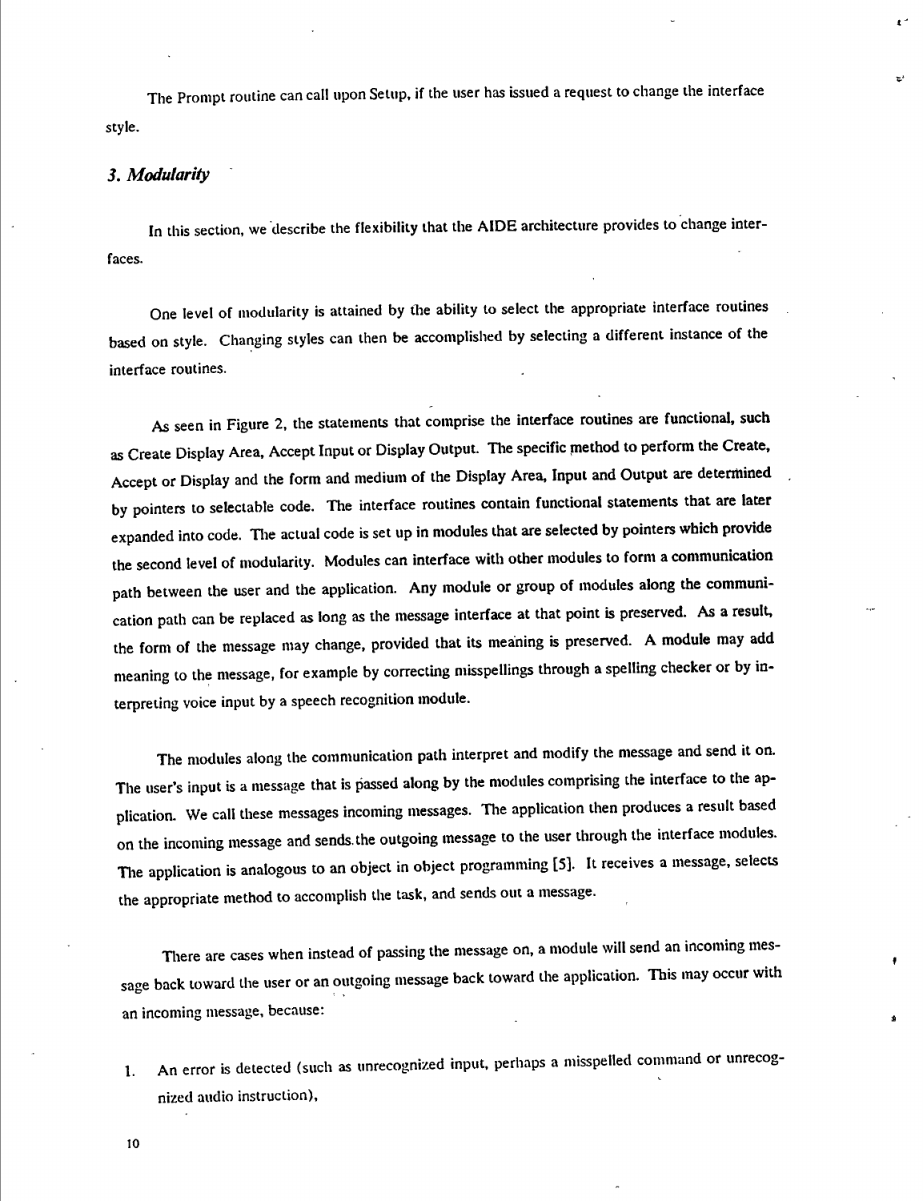The Prompt routine can call upon Setup, if the user has issued a request to change the interface style.

### *3. Modularity*

In this section, we describe the flexibility that the AIDE architecture provides to change interfaces.

One level of modularity is attained by the ability to select the appropriate interface routines based on style. Changing styles can then be accomplished by selecting a different instance of the interface routines.

As seen in Figure 2, the statements that comprise the interface routines are functional, such as Create Display Area, Accept Input or Display Output. The specific method to perform the Create, Accept or Display and the form and medium of the Display Area, Input and Output are determined by pointers to selectable code. The interface routines contain functional statements that are later expanded into code. The actual code is set up in modules that are selected by pointers which provide the second level of modularity. Modules can interface with other modules to form a communication path between the user and the application. Any module or group of modules along the communication path can be replaced as long as the message interface at that point is preserved. As a result, the form of the message may change, provided that its meaning is preserved. A module may add meaning to the message, for example by correcting misspellings through a spelling checker or by interpreting voice input by a speech recognition module.

The modules along the communication path interpret and modify the message and send it on. The user's input is a message that is passed along by the modules comprising the interface to the application. We call these messages incoming messages. The application then produces a result based on the incoming message and sends the outgoing message to the user through the interface modules. The application is analogous to an object in object programming [5]. It receives a message, selects the appropriate method to accomplish the task, and sends out a message.

There are cases when instead of passing the message on, a module will send an incoming message back toward the user or an outgoing message back toward the application. This may occur with an incoming message, because:

1. An error is detected (such as unrecognized input, perhaps a misspelled command or unrecognized audio instruction),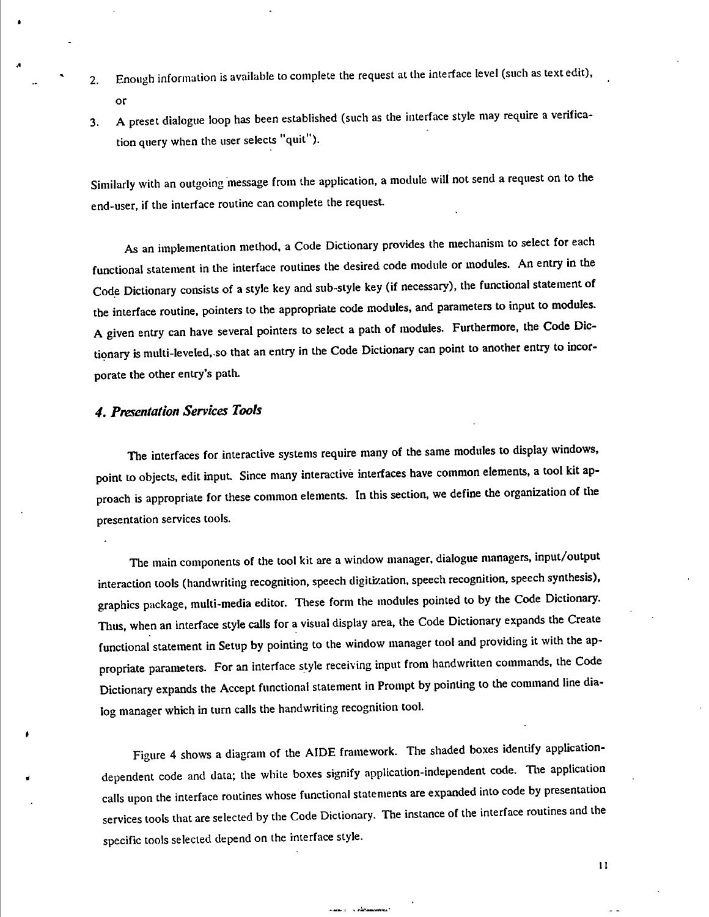2. Enough information is available to complete the request at the interface level (such as text edit), or
3. A preset dialogue loop has been established (such as the interface style may require a verification query when the user selects "quit").

Similarly with an outgoing message from the application, a module will not send a request on to the end-user, if the interface routine can complete the request.

As an implementation method, a Code Dictionary provides the mechanism to select for each functional statement in the interface routines the desired code module or modules. An entry in the Code Dictionary consists of a style key and sub-style key (if necessary), the functional statement of the interface routine, pointers to the appropriate code modules, and parameters to input to modules. A given entry can have several pointers to select a path of modules. Furthermore, the Code Dictionary is multi-leveled, so that an entry in the Code Dictionary can point to another entry to incorporate the other entry's path.

## *4. Presentation Services Tools*

The interfaces for interactive systems require many of the same modules to display windows, point to objects, edit input. Since many interactive interfaces have common elements, a tool kit approach is appropriate for these common elements. In this section, we define the organization of the presentation services tools.

The main components of the tool kit are a window manager, dialogue managers, input/output interaction tools (handwriting recognition, speech digitization, speech recognition, speech synthesis), graphics package, multi-media editor. These form the modules pointed to by the Code Dictionary. Thus, when an interface style calls for a visual display area, the Code Dictionary expands the Create functional statement in Setup by pointing to the window manager tool and providing it with the appropriate parameters. For an interface style receiving input from handwritten commands, the Code Dictionary expands the Accept functional statement in Prompt by pointing to the command line dialog manager which in turn calls the handwriting recognition tool.

Figure 4 shows a diagram of the AIDE framework. The shaded boxes identify application-dependent code and data; the white boxes signify application-independent code. The application calls upon the interface routines whose functional statements are expanded into code by presentation services tools that are selected by the Code Dictionary. The instance of the interface routines and the specific tools selected depend on the interface style.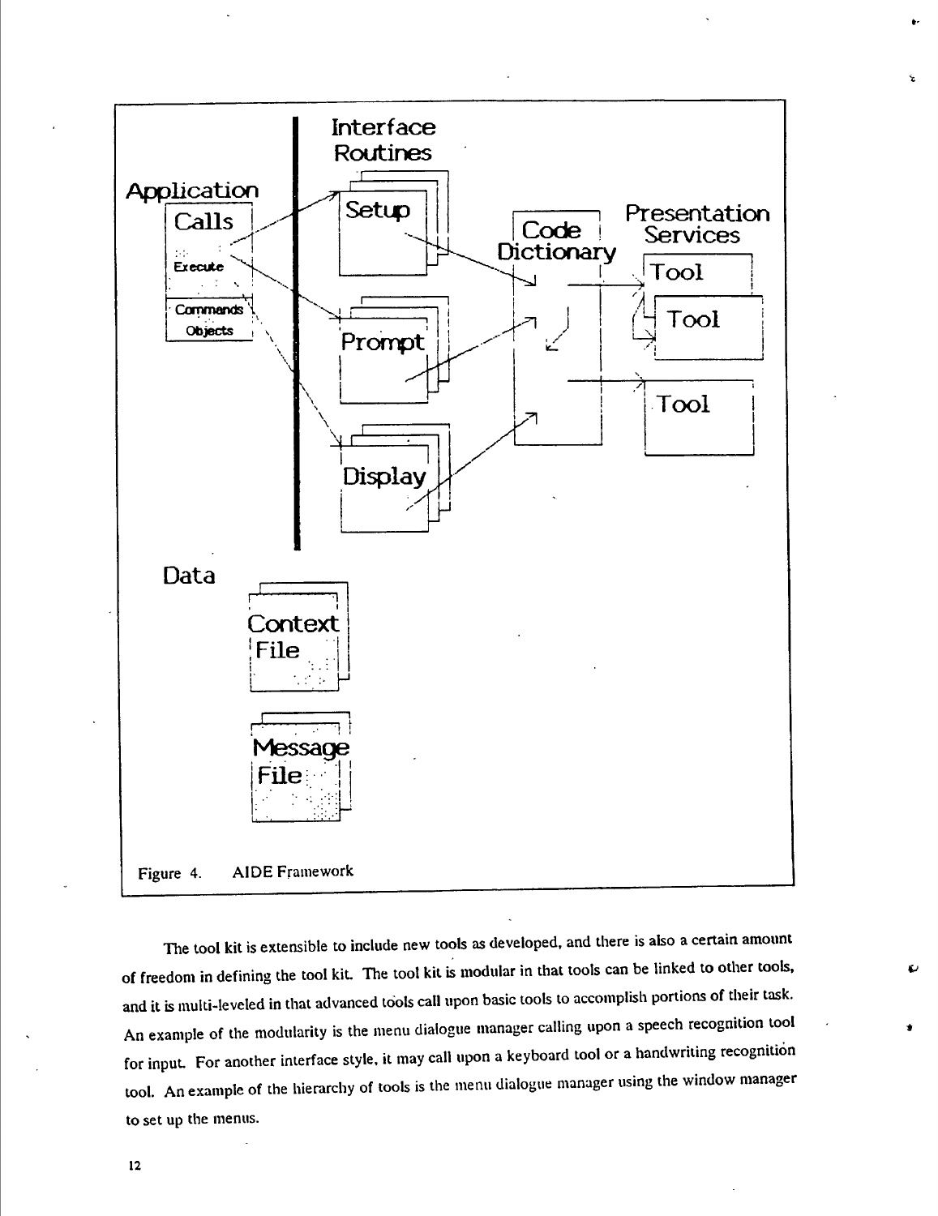Figure 4. AIDE Framework

The tool kit is extensible to include new tools as developed, and there is also a certain amount of freedom in defining the tool kit. The tool kit is modular in that tools can be linked to other tools, and it is multi-leveled in that advanced tools call upon basic tools to accomplish portions of their task. An example of the modularity is the menu dialogue manager calling upon a speech recognition tool for input. For another interface style, it may call upon a keyboard tool or a handwriting recognition tool. An example of the hierarchy of tools is the menu dialogue manager using the window manager to set up the menus.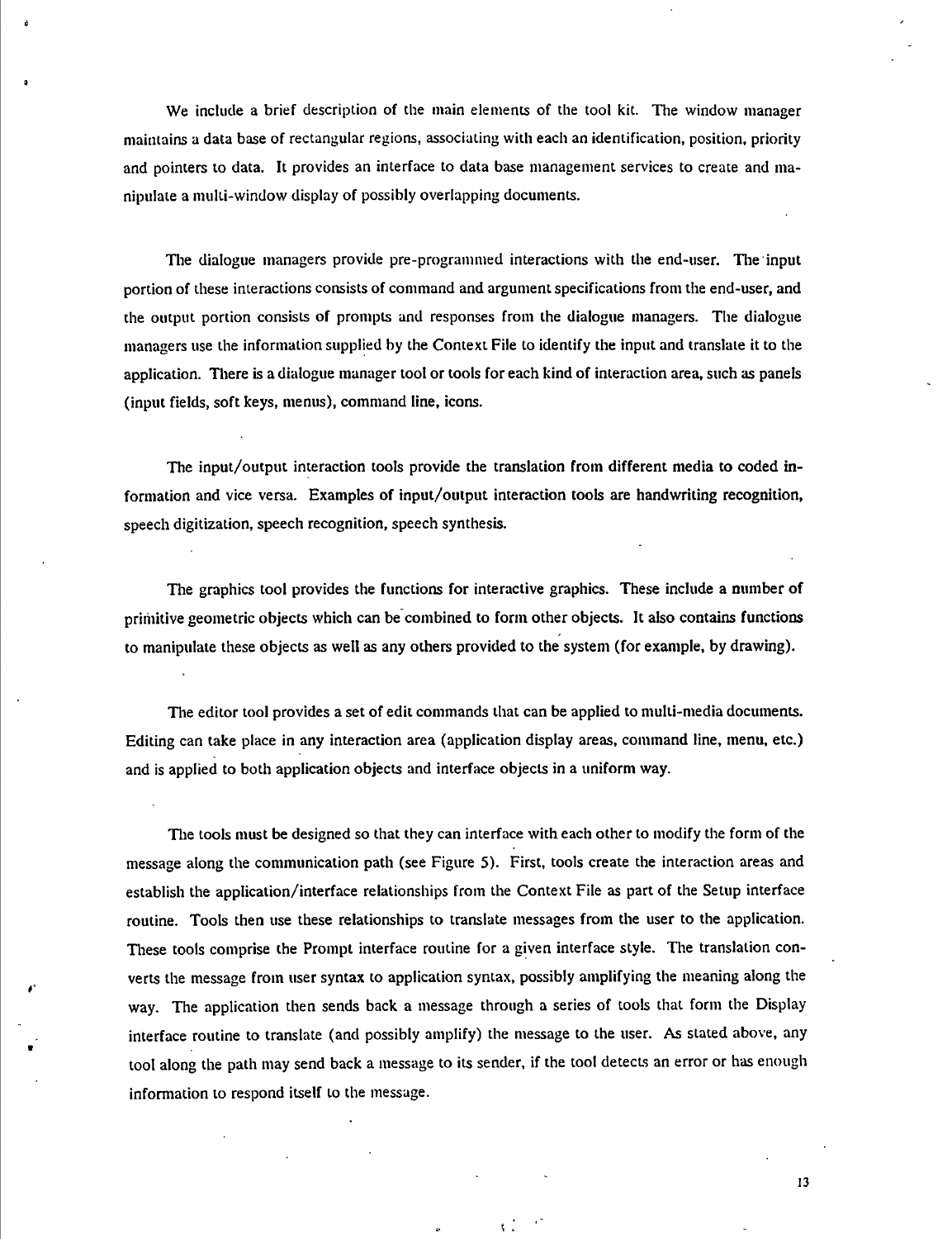We include a brief description of the main elements of the tool kit. The window manager maintains a data base of rectangular regions, associating with each an identification, position, priority and pointers to data. It provides an interface to data base management services to create and manipulate a multi-window display of possibly overlapping documents.

The dialogue managers provide pre-programmed interactions with the end-user. The input portion of these interactions consists of command and argument specifications from the end-user, and the output portion consists of prompts and responses from the dialogue managers. The dialogue managers use the information supplied by the Context File to identify the input and translate it to the application. There is a dialogue manager tool or tools for each kind of interaction area, such as panels (input fields, soft keys, menus), command line, icons.

The input/output interaction tools provide the translation from different media to coded information and vice versa. Examples of input/output interaction tools are handwriting recognition, speech digitization, speech recognition, speech synthesis.

The graphics tool provides the functions for interactive graphics. These include a number of primitive geometric objects which can be combined to form other objects. It also contains functions to manipulate these objects as well as any others provided to the system (for example, by drawing).

The editor tool provides a set of edit commands that can be applied to multi-media documents. Editing can take place in any interaction area (application display areas, command line, menu, etc.) and is applied to both application objects and interface objects in a uniform way.

The tools must be designed so that they can interface with each other to modify the form of the message along the communication path (see Figure 5). First, tools create the interaction areas and establish the application/interface relationships from the Context File as part of the Setup interface routine. Tools then use these relationships to translate messages from the user to the application. These tools comprise the Prompt interface routine for a given interface style. The translation converts the message from user syntax to application syntax, possibly amplifying the meaning along the way. The application then sends back a message through a series of tools that form the Display interface routine to translate (and possibly amplify) the message to the user. As stated above, any tool along the path may send back a message to its sender, if the tool detects an error or has enough information to respond itself to the message.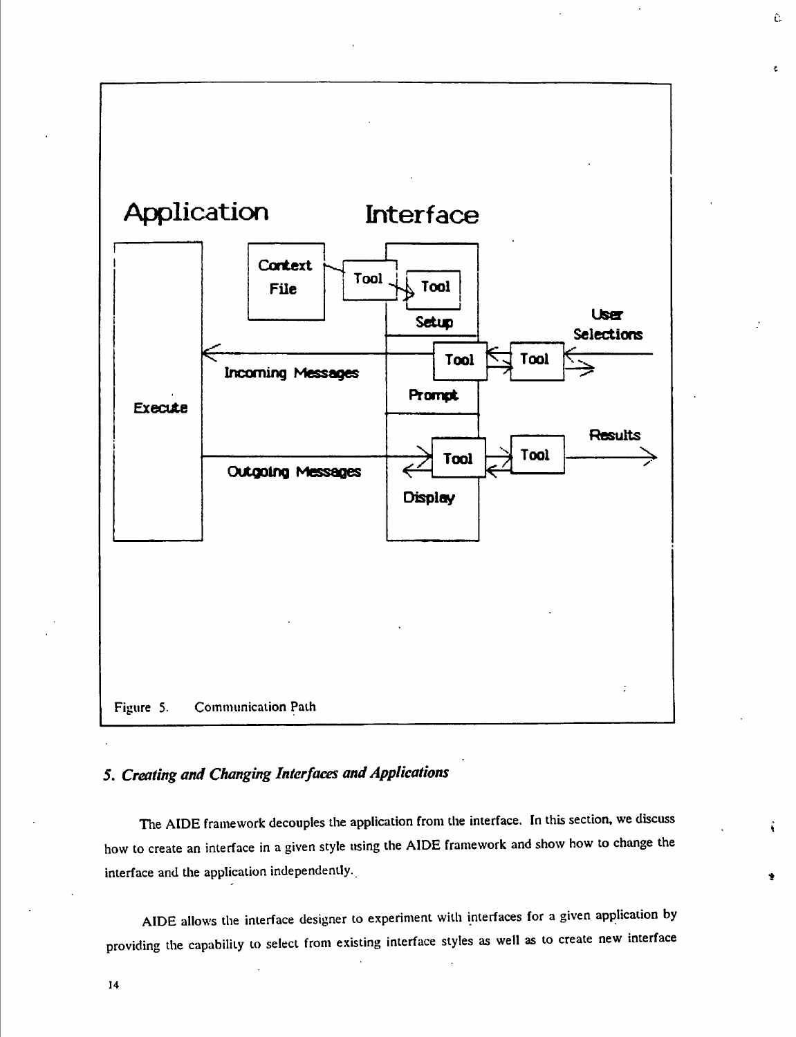Figure 5. Communication Path

## *5. Creating and Changing Interfaces and Applications*

The AIDE framework decouples the application from the interface. In this section, we discuss how to create an interface in a given style using the AIDE framework and show how to change the interface and the application independently.

AIDE allows the interface designer to experiment with interfaces for a given application by providing the capability to select from existing interface styles as well as to create new interface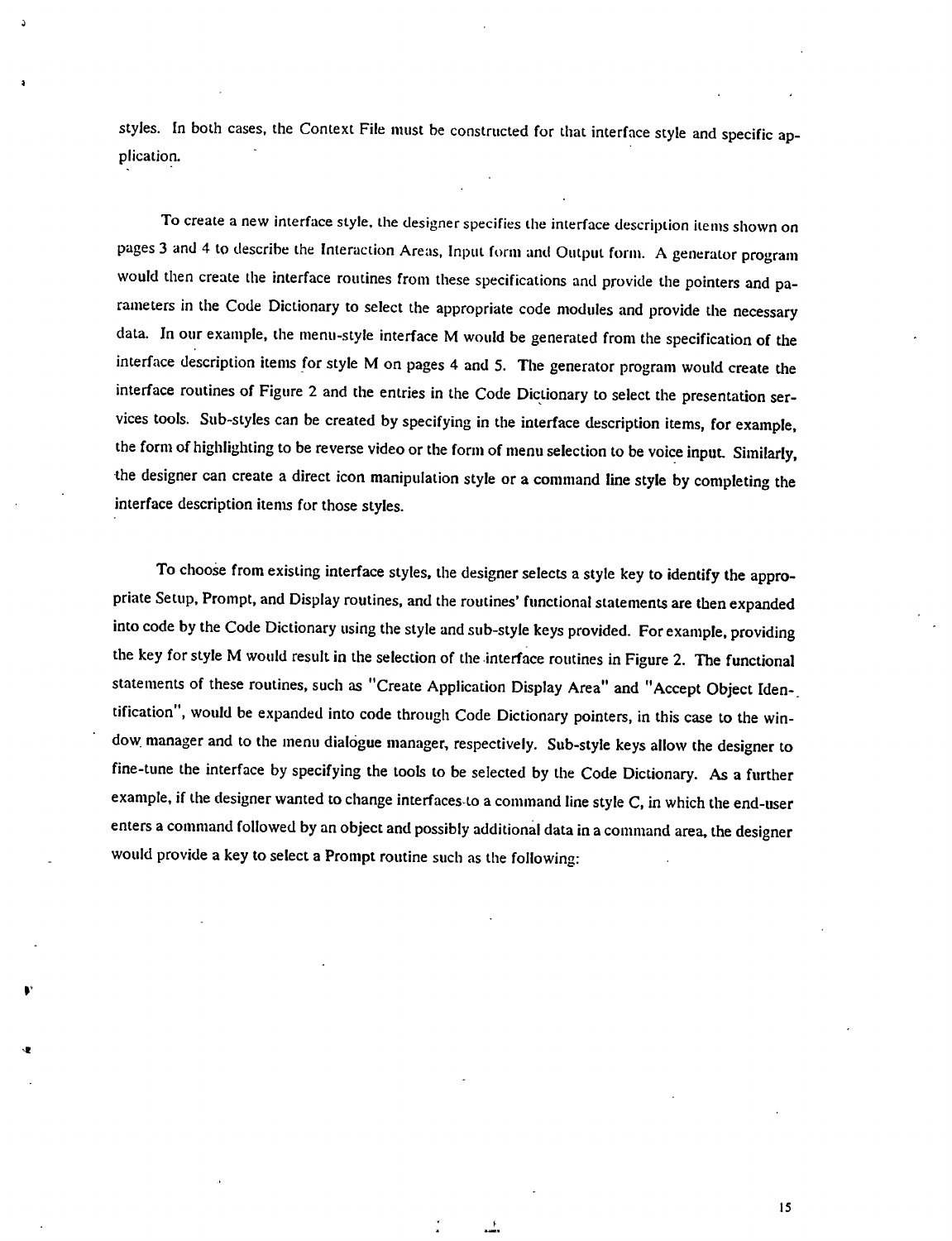styles. In both cases, the Context File must be constructed for that interface style and specific application.

To create a new interface style, the designer specifies the interface description items shown on pages 3 and 4 to describe the Interaction Areas, Input form and Output form. A generator program would then create the interface routines from these specifications and provide the pointers and parameters in the Code Dictionary to select the appropriate code modules and provide the necessary data. In our example, the menu-style interface M would be generated from the specification of the interface description items for style M on pages 4 and 5. The generator program would create the interface routines of Figure 2 and the entries in the Code Dictionary to select the presentation services tools. Sub-styles can be created by specifying in the interface description items, for example, the form of highlighting to be reverse video or the form of menu selection to be voice input. Similarly, the designer can create a direct icon manipulation style or a command line style by completing the interface description items for those styles.

To choose from existing interface styles, the designer selects a style key to identify the appropriate Setup, Prompt, and Display routines, and the routines' functional statements are then expanded into code by the Code Dictionary using the style and sub-style keys provided. For example, providing the key for style M would result in the selection of the interface routines in Figure 2. The functional statements of these routines, such as "Create Application Display Area" and "Accept Object Identification", would be expanded into code through Code Dictionary pointers, in this case to the window manager and to the menu dialogue manager, respectively. Sub-style keys allow the designer to fine-tune the interface by specifying the tools to be selected by the Code Dictionary. As a further example, if the designer wanted to change interfaces to a command line style C, in which the end-user enters a command followed by an object and possibly additional data in a command area, the designer would provide a key to select a Prompt routine such as the following: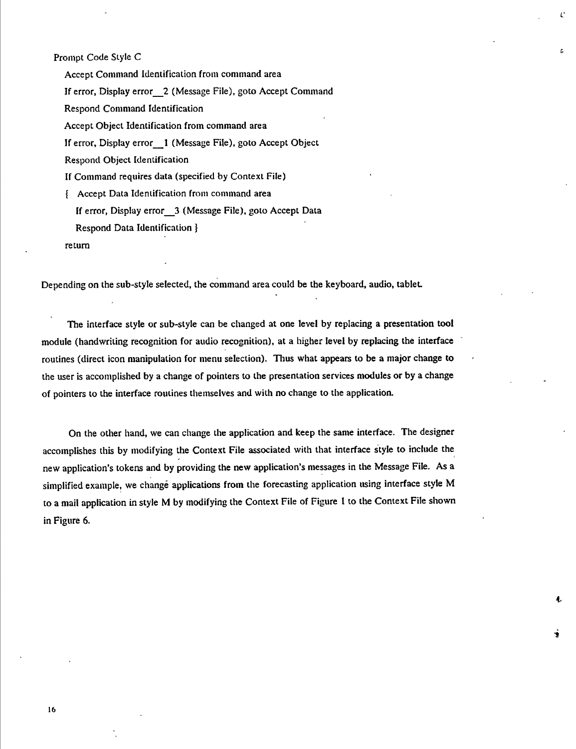```
Prompt Code Style C
    Accept Command Identification from command area
    If error, Display error__2 (Message File), goto Accept Command
    Respond Command Identification
    Accept Object Identification from command area
    If error, Display error__1 (Message File), goto Accept Object
    Respond Object Identification
    If Command requires data (specified by Context File)
    {  Accept Data Identification from command area
       If error, Display error__3 (Message File), goto Accept Data
       Respond Data Identification }
    return
```

Depending on the sub-style selected, the command area could be the keyboard, audio, tablet.

The interface style or sub-style can be changed at one level by replacing a presentation tool module (handwriting recognition for audio recognition), at a higher level by replacing the interface routines (direct icon manipulation for menu selection). Thus what appears to be a major change to the user is accomplished by a change of pointers to the presentation services modules or by a change of pointers to the interface routines themselves and with no change to the application.

On the other hand, we can change the application and keep the same interface. The designer accomplishes this by modifying the Context File associated with that interface style to include the new application's tokens and by providing the new application's messages in the Message File. As a simplified example, we change applications from the forecasting application using interface style M to a mail application in style M by modifying the Context File of Figure 1 to the Context File shown in Figure 6.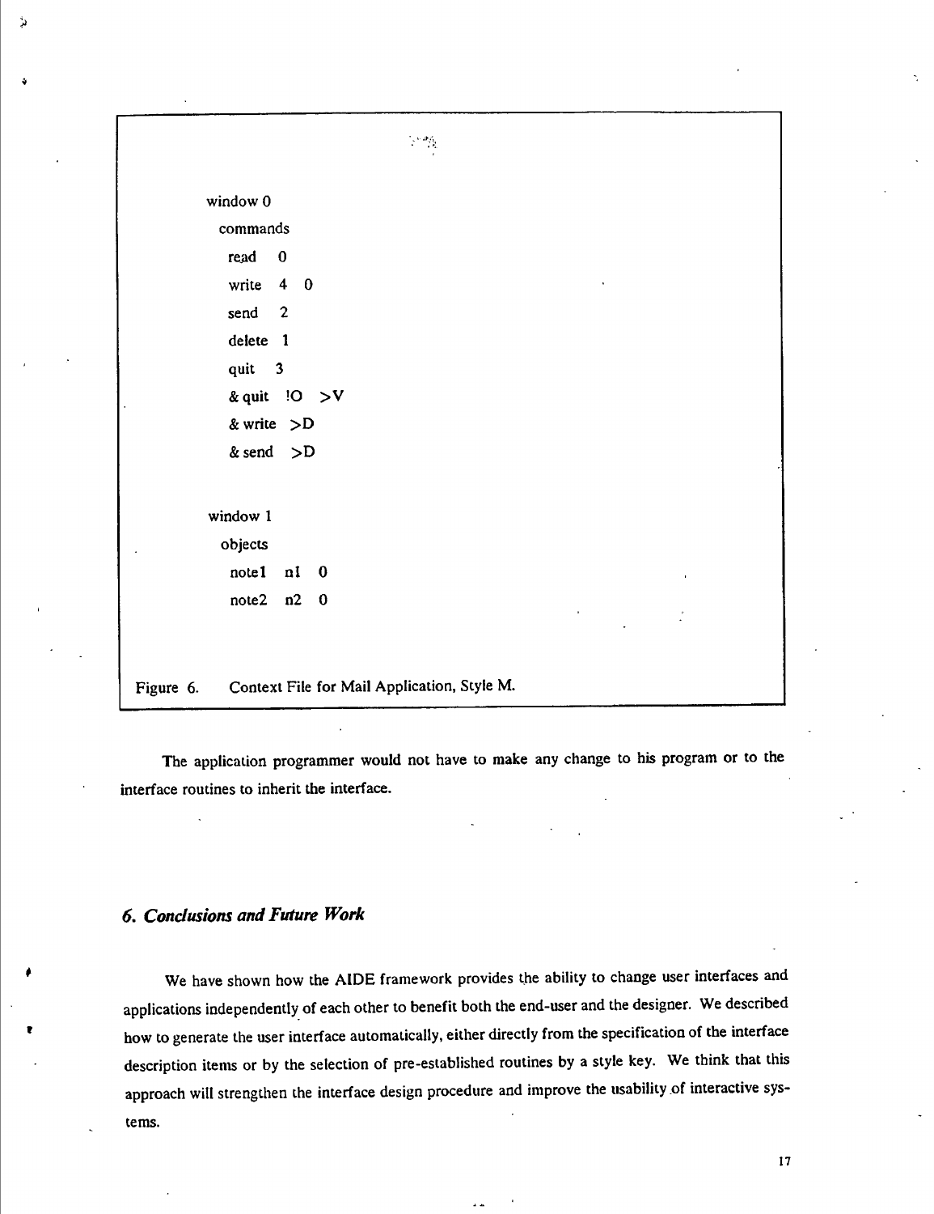```
window 0
  commands
    read   0
    write  4  0
    send   2
    delete  1
    quit   3
    & quit  !O  >V
    & write  >D
    & send  >D

window 1
  objects
    note1  n1  0
    note2  n2  0
```

Figure 6. Context File for Mail Application, Style M.

The application programmer would not have to make any change to his program or to the interface routines to inherit the interface.

## 6. *Conclusions and Future Work*

We have shown how the AIDE framework provides the ability to change user interfaces and applications independently of each other to benefit both the end-user and the designer. We described how to generate the user interface automatically, either directly from the specification of the interface description items or by the selection of pre-established routines by a style key. We think that this approach will strengthen the interface design procedure and improve the usability of interactive systems.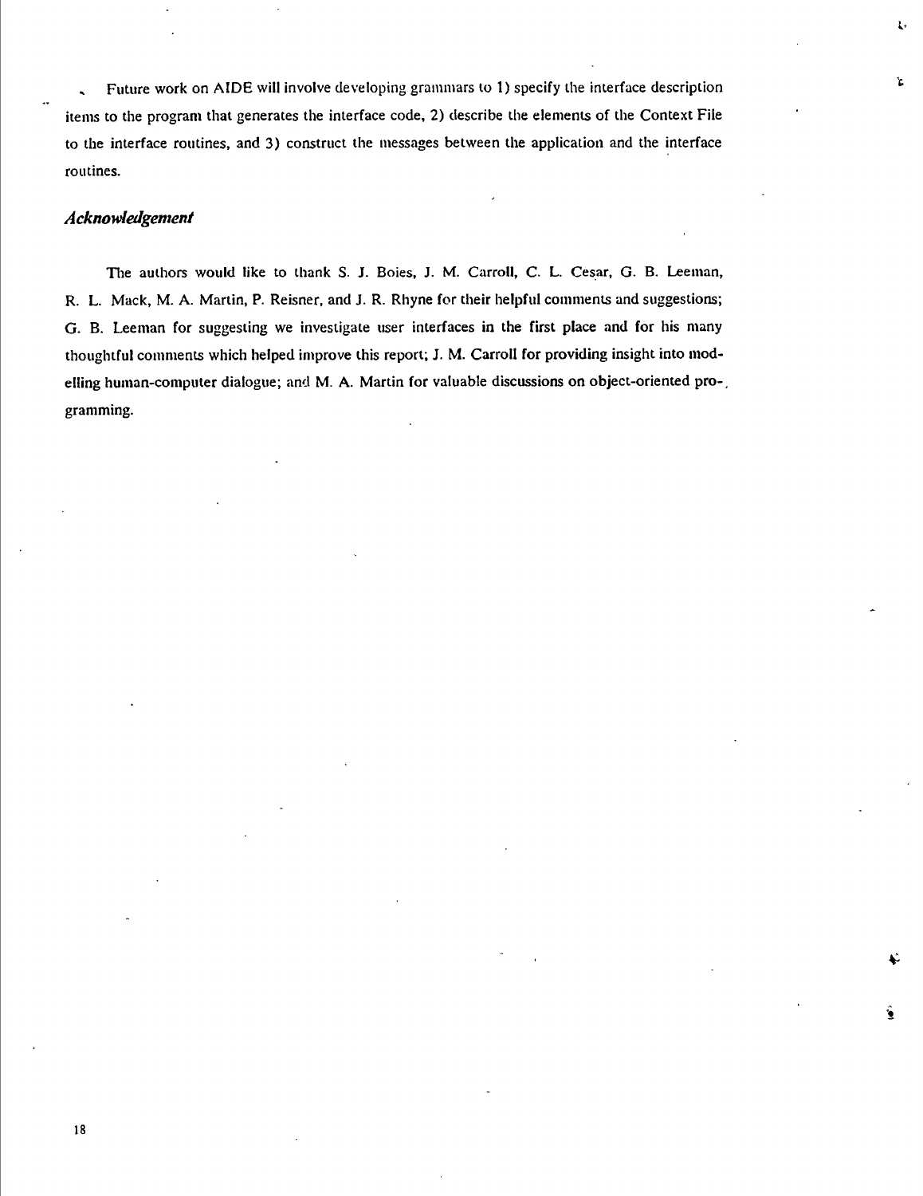Future work on AIDE will involve developing grammars to 1) specify the interface description items to the program that generates the interface code, 2) describe the elements of the Context File to the interface routines, and 3) construct the messages between the application and the interface routines.

### *Acknowledgement*

The authors would like to thank S. J. Boies, J. M. Carroll, C. L. Cesar, G. B. Leeman, R. L. Mack, M. A. Martin, P. Reisner, and J. R. Rhyne for their helpful comments and suggestions; G. B. Leeman for suggesting we investigate user interfaces in the first place and for his many thoughtful comments which helped improve this report; J. M. Carroll for providing insight into modelling human-computer dialogue; and M. A. Martin for valuable discussions on object-oriented programming.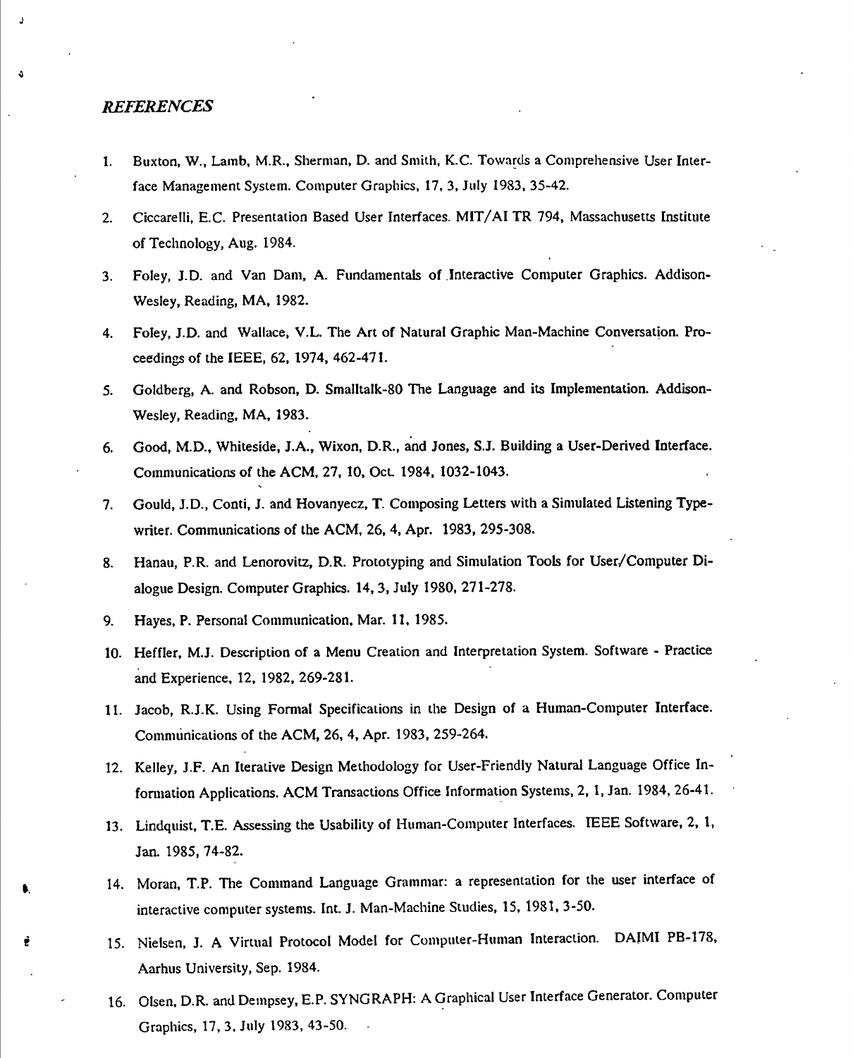## *REFERENCES*

1. Buxton, W., Lamb, M.R., Sherman, D. and Smith, K.C. Towards a Comprehensive User Interface Management System. Computer Graphics, 17, 3, July 1983, 35-42.
2. Ciccarelli, E.C. Presentation Based User Interfaces. MIT/AI TR 794, Massachusetts Institute of Technology, Aug. 1984.
3. Foley, J.D. and Van Dam, A. Fundamentals of Interactive Computer Graphics. Addison-Wesley, Reading, MA, 1982.
4. Foley, J.D. and Wallace, V.L. The Art of Natural Graphic Man-Machine Conversation. Proceedings of the IEEE, 62, 1974, 462-471.
5. Goldberg, A. and Robson, D. Smalltalk-80 The Language and its Implementation. Addison-Wesley, Reading, MA, 1983.
6. Good, M.D., Whiteside, J.A., Wixon, D.R., and Jones, S.J. Building a User-Derived Interface. Communications of the ACM, 27, 10, Oct. 1984, 1032-1043.
7. Gould, J.D., Conti, J. and Hovanyecz, T. Composing Letters with a Simulated Listening Typewriter. Communications of the ACM, 26, 4, Apr. 1983, 295-308.
8. Hanau, P.R. and Lenorovitz, D.R. Prototyping and Simulation Tools for User/Computer Dialogue Design. Computer Graphics. 14, 3, July 1980, 271-278.
9. Hayes, P. Personal Communication, Mar. 11, 1985.
10. Heffler, M.J. Description of a Menu Creation and Interpretation System. Software - Practice and Experience, 12, 1982, 269-281.
11. Jacob, R.J.K. Using Formal Specifications in the Design of a Human-Computer Interface. Communications of the ACM, 26, 4, Apr. 1983, 259-264.
12. Kelley, J.F. An Iterative Design Methodology for User-Friendly Natural Language Office Information Applications. ACM Transactions Office Information Systems, 2, 1, Jan. 1984, 26-41.
13. Lindquist, T.E. Assessing the Usability of Human-Computer Interfaces. IEEE Software, 2, 1, Jan. 1985, 74-82.
14. Moran, T.P. The Command Language Grammar: a representation for the user interface of interactive computer systems. Int. J. Man-Machine Studies, 15, 1981, 3-50.
15. Nielsen, J. A Virtual Protocol Model for Computer-Human Interaction. DAIMI PB-178, Aarhus University, Sep. 1984.
16. Olsen, D.R. and Dempsey, E.P. SYNGRAPH: A Graphical User Interface Generator. Computer Graphics, 17, 3, July 1983, 43-50.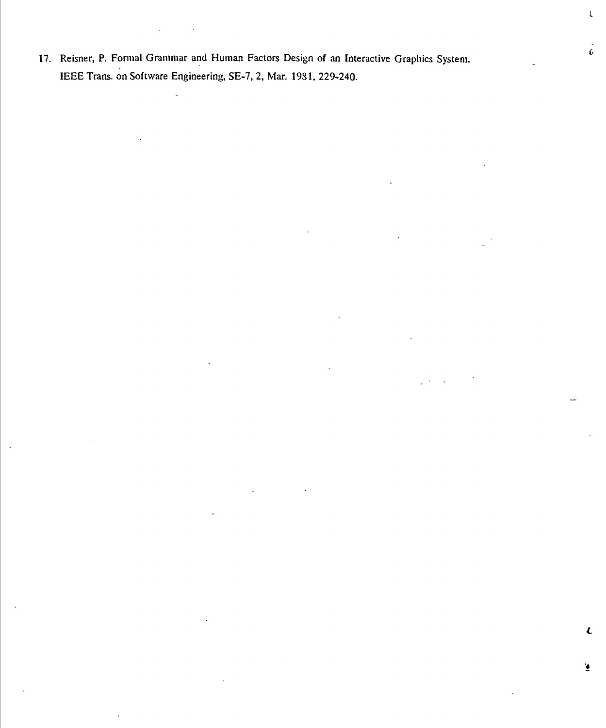17. Reisner, P. Formal Grammar and Human Factors Design of an Interactive Graphics System. IEEE Trans. on Software Engineering, SE-7, 2, Mar. 1981, 229-240.